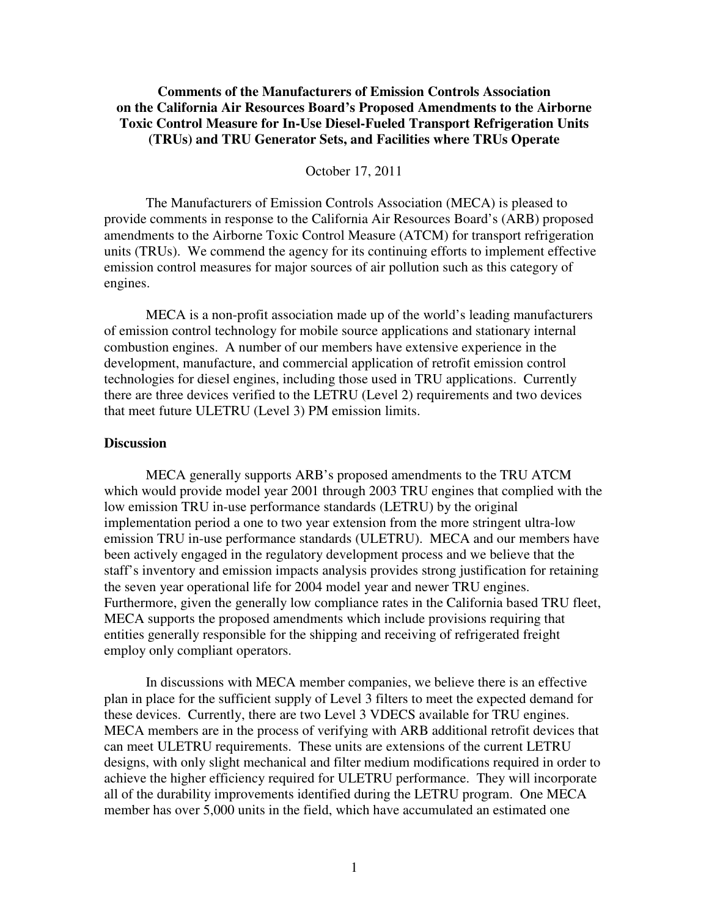**Comments of the Manufacturers of Emission Controls Association on the California Air Resources Board's Proposed Amendments to the Airborne Toxic Control Measure for In-Use Diesel-Fueled Transport Refrigeration Units (TRUs) and TRU Generator Sets, and Facilities where TRUs Operate**

October 17, 2011

The Manufacturers of Emission Controls Association (MECA) is pleased to provide comments in response to the California Air Resources Board's (ARB) proposed amendments to the Airborne Toxic Control Measure (ATCM) for transport refrigeration units (TRUs). We commend the agency for its continuing efforts to implement effective emission control measures for major sources of air pollution such as this category of engines.

MECA is a non-profit association made up of the world's leading manufacturers of emission control technology for mobile source applications and stationary internal combustion engines. A number of our members have extensive experience in the development, manufacture, and commercial application of retrofit emission control technologies for diesel engines, including those used in TRU applications. Currently there are three devices verified to the LETRU (Level 2) requirements and two devices that meet future ULETRU (Level 3) PM emission limits.

**Discussion**

MECA generally supports ARB's proposed amendments to the TRU ATCM which would provide model year 2001 through 2003 TRU engines that complied with the low emission TRU in-use performance standards (LETRU) by the original implementation period a one to two year extension from the more stringent ultra-low emission TRU in-use performance standards (ULETRU). MECA and our members have been actively engaged in the regulatory development process and we believe that the staff's inventory and emission impacts analysis provides strong justification for retaining the seven year operational life for 2004 model year and newer TRU engines. Furthermore, given the generally low compliance rates in the California based TRU fleet, MECA supports the proposed amendments which include provisions requiring that entities generally responsible for the shipping and receiving of refrigerated freight employ only compliant operators.

In discussions with MECA member companies, we believe there is an effective plan in place for the sufficient supply of Level 3 filters to meet the expected demand for these devices. Currently, there are two Level 3 VDECS available for TRU engines. MECA members are in the process of verifying with ARB additional retrofit devices that can meet ULETRU requirements. These units are extensions of the current LETRU designs, with only slight mechanical and filter medium modifications required in order to achieve the higher efficiency required for ULETRU performance. They will incorporate all of the durability improvements identified during the LETRU program. One MECA member has over 5,000 units in the field, which have accumulated an estimated one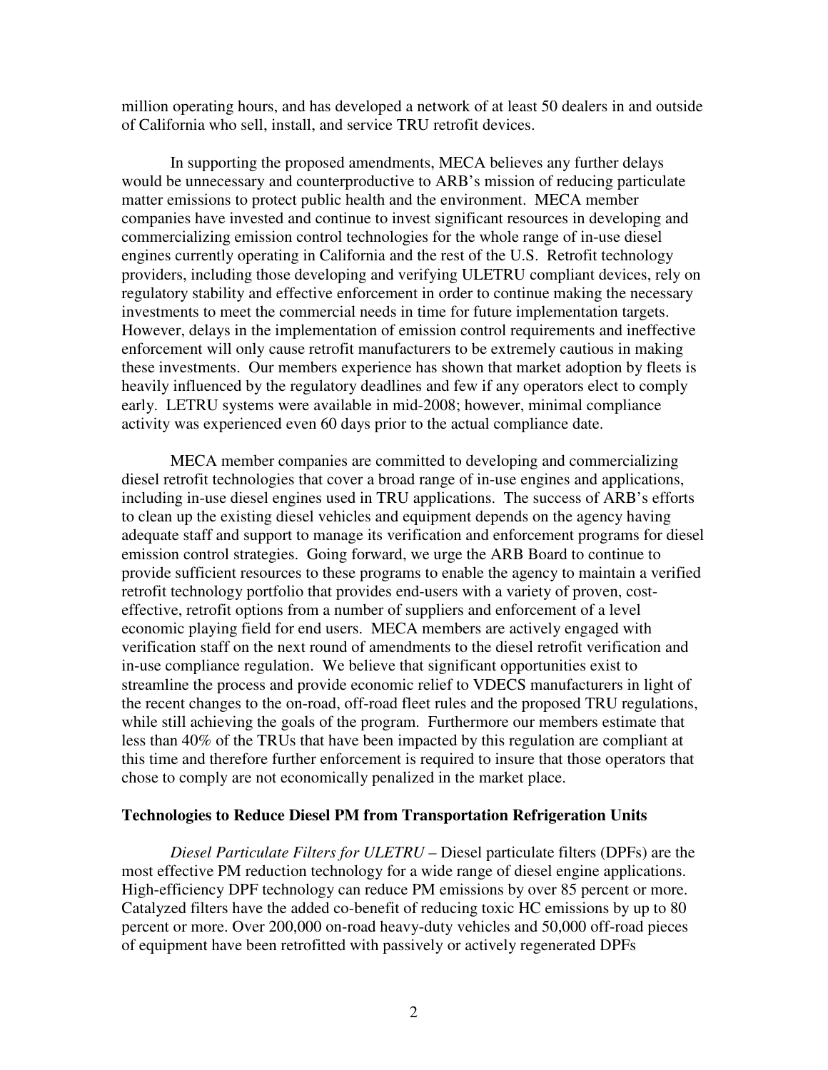million operating hours, and has developed a network of at least 50 dealers in and outside of California who sell, install, and service TRU retrofit devices.

In supporting the proposed amendments, MECA believes any further delays would be unnecessary and counterproductive to ARB's mission of reducing particulate matter emissions to protect public health and the environment. MECA member companies have invested and continue to invest significant resources in developing and commercializing emission control technologies for the whole range of in-use diesel engines currently operating in California and the rest of the U.S. Retrofit technology providers, including those developing and verifying ULETRU compliant devices, rely on regulatory stability and effective enforcement in order to continue making the necessary investments to meet the commercial needs in time for future implementation targets. However, delays in the implementation of emission control requirements and ineffective enforcement will only cause retrofit manufacturers to be extremely cautious in making these investments. Our members experience has shown that market adoption by fleets is heavily influenced by the regulatory deadlines and few if any operators elect to comply early. LETRU systems were available in mid-2008; however, minimal compliance activity was experienced even 60 days prior to the actual compliance date.

MECA member companies are committed to developing and commercializing diesel retrofit technologies that cover a broad range of in-use engines and applications, including in-use diesel engines used in TRU applications. The success of ARB's efforts to clean up the existing diesel vehicles and equipment depends on the agency having adequate staff and support to manage its verification and enforcement programs for diesel emission control strategies. Going forward, we urge the ARB Board to continue to provide sufficient resources to these programs to enable the agency to maintain a verified retrofit technology portfolio that provides end-users with a variety of proven, cost-effective, retrofit options from a number of suppliers and enforcement of a level economic playing field for end users. MECA members are actively engaged with verification staff on the next round of amendments to the diesel retrofit verification and in-use compliance regulation. We believe that significant opportunities exist to streamline the process and provide economic relief to VDECS manufacturers in light of the recent changes to the on-road, off-road fleet rules and the proposed TRU regulations, while still achieving the goals of the program. Furthermore our members estimate that less than 40% of the TRUs that have been impacted by this regulation are compliant at this time and therefore further enforcement is required to insure that those operators that chose to comply are not economically penalized in the market place.

**Technologies to Reduce Diesel PM from Transportation Refrigeration Units**

*Diesel Particulate Filters for ULETRU* – Diesel particulate filters (DPFs) are the most effective PM reduction technology for a wide range of diesel engine applications. High-efficiency DPF technology can reduce PM emissions by over 85 percent or more. Catalyzed filters have the added co-benefit of reducing toxic HC emissions by up to 80 percent or more. Over 200,000 on-road heavy-duty vehicles and 50,000 off-road pieces of equipment have been retrofitted with passively or actively regenerated DPFs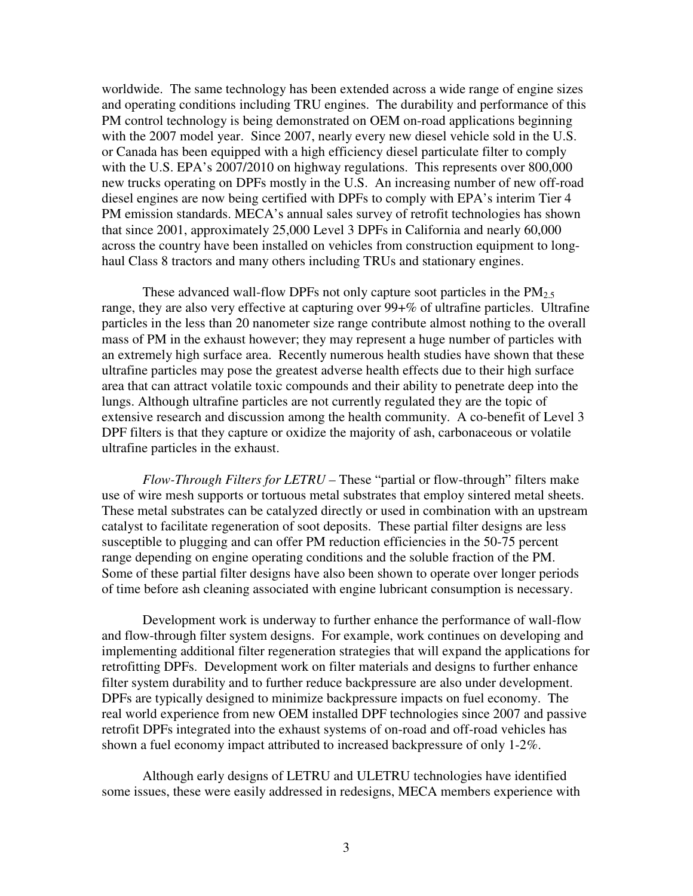worldwide. The same technology has been extended across a wide range of engine sizes and operating conditions including TRU engines. The durability and performance of this PM control technology is being demonstrated on OEM on-road applications beginning with the 2007 model year. Since 2007, nearly every new diesel vehicle sold in the U.S. or Canada has been equipped with a high efficiency diesel particulate filter to comply with the U.S. EPA's 2007/2010 on highway regulations. This represents over 800,000 new trucks operating on DPFs mostly in the U.S. An increasing number of new off-road diesel engines are now being certified with DPFs to comply with EPA's interim Tier 4 PM emission standards. MECA's annual sales survey of retrofit technologies has shown that since 2001, approximately 25,000 Level 3 DPFs in California and nearly 60,000 across the country have been installed on vehicles from construction equipment to long-haul Class 8 tractors and many others including TRUs and stationary engines.

These advanced wall-flow DPFs not only capture soot particles in the $PM_{2.5}$ range, they are also very effective at capturing over 99+% of ultrafine particles. Ultrafine particles in the less than 20 nanometer size range contribute almost nothing to the overall mass of PM in the exhaust however; they may represent a huge number of particles with an extremely high surface area. Recently numerous health studies have shown that these ultrafine particles may pose the greatest adverse health effects due to their high surface area that can attract volatile toxic compounds and their ability to penetrate deep into the lungs. Although ultrafine particles are not currently regulated they are the topic of extensive research and discussion among the health community. A co-benefit of Level 3 DPF filters is that they capture or oxidize the majority of ash, carbonaceous or volatile ultrafine particles in the exhaust.

*Flow-Through Filters for LETRU* – These "partial or flow-through" filters make use of wire mesh supports or tortuous metal substrates that employ sintered metal sheets. These metal substrates can be catalyzed directly or used in combination with an upstream catalyst to facilitate regeneration of soot deposits. These partial filter designs are less susceptible to plugging and can offer PM reduction efficiencies in the 50-75 percent range depending on engine operating conditions and the soluble fraction of the PM. Some of these partial filter designs have also been shown to operate over longer periods of time before ash cleaning associated with engine lubricant consumption is necessary.

Development work is underway to further enhance the performance of wall-flow and flow-through filter system designs. For example, work continues on developing and implementing additional filter regeneration strategies that will expand the applications for retrofitting DPFs. Development work on filter materials and designs to further enhance filter system durability and to further reduce backpressure are also under development. DPFs are typically designed to minimize backpressure impacts on fuel economy. The real world experience from new OEM installed DPF technologies since 2007 and passive retrofit DPFs integrated into the exhaust systems of on-road and off-road vehicles has shown a fuel economy impact attributed to increased backpressure of only 1-2%.

Although early designs of LETRU and ULETRU technologies have identified some issues, these were easily addressed in redesigns, MECA members experience with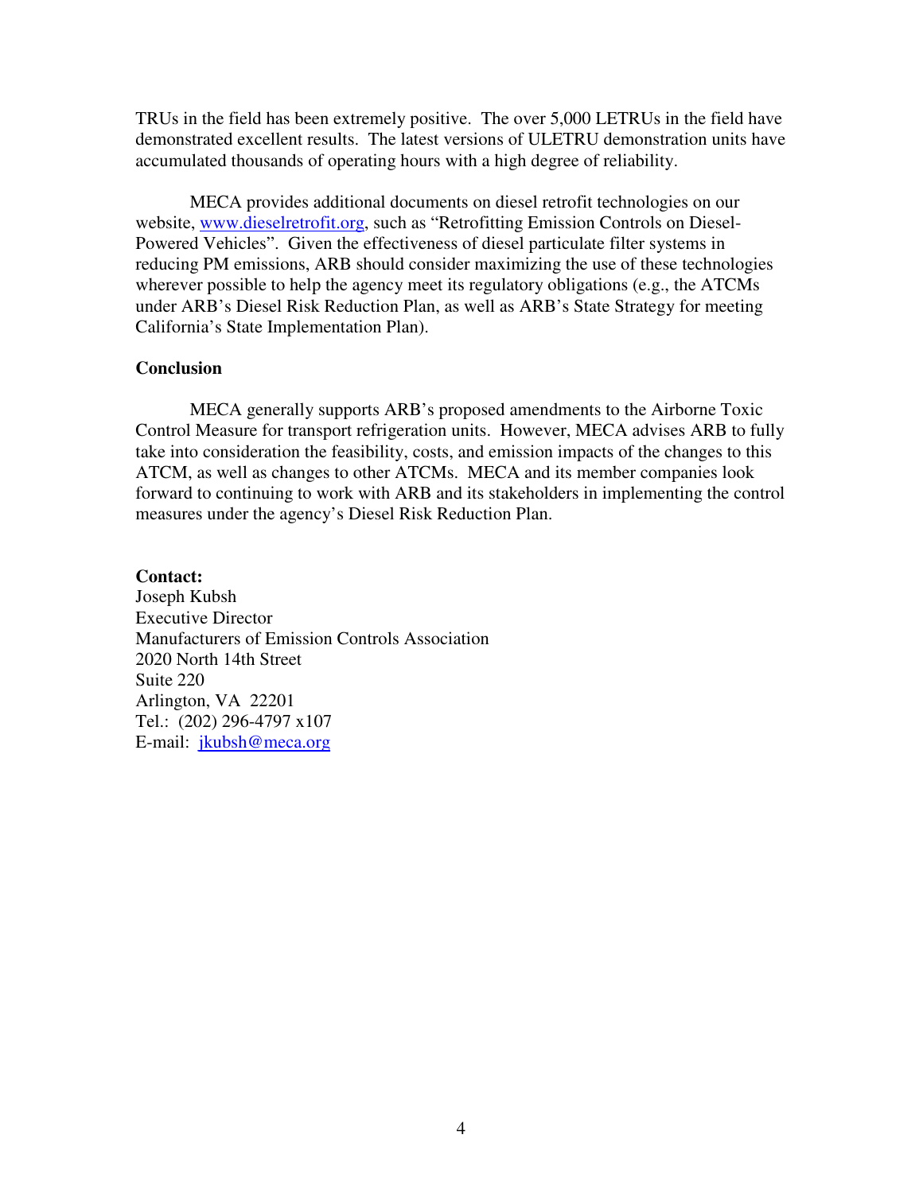TRUs in the field has been extremely positive. The over 5,000 LETRUs in the field have demonstrated excellent results. The latest versions of ULETRU demonstration units have accumulated thousands of operating hours with a high degree of reliability.

MECA provides additional documents on diesel retrofit technologies on our website, www.dieselretrofit.org, such as "Retrofitting Emission Controls on Diesel-Powered Vehicles". Given the effectiveness of diesel particulate filter systems in reducing PM emissions, ARB should consider maximizing the use of these technologies wherever possible to help the agency meet its regulatory obligations (e.g., the ATCMs under ARB's Diesel Risk Reduction Plan, as well as ARB's State Strategy for meeting California's State Implementation Plan).

**Conclusion**

MECA generally supports ARB's proposed amendments to the Airborne Toxic Control Measure for transport refrigeration units. However, MECA advises ARB to fully take into consideration the feasibility, costs, and emission impacts of the changes to this ATCM, as well as changes to other ATCMs. MECA and its member companies look forward to continuing to work with ARB and its stakeholders in implementing the control measures under the agency's Diesel Risk Reduction Plan.

**Contact:**
Joseph Kubsh
Executive Director
Manufacturers of Emission Controls Association
2020 North 14th Street
Suite 220
Arlington, VA 22201
Tel.: (202) 296-4797 x107
E-mail: jkubsh@meca.org